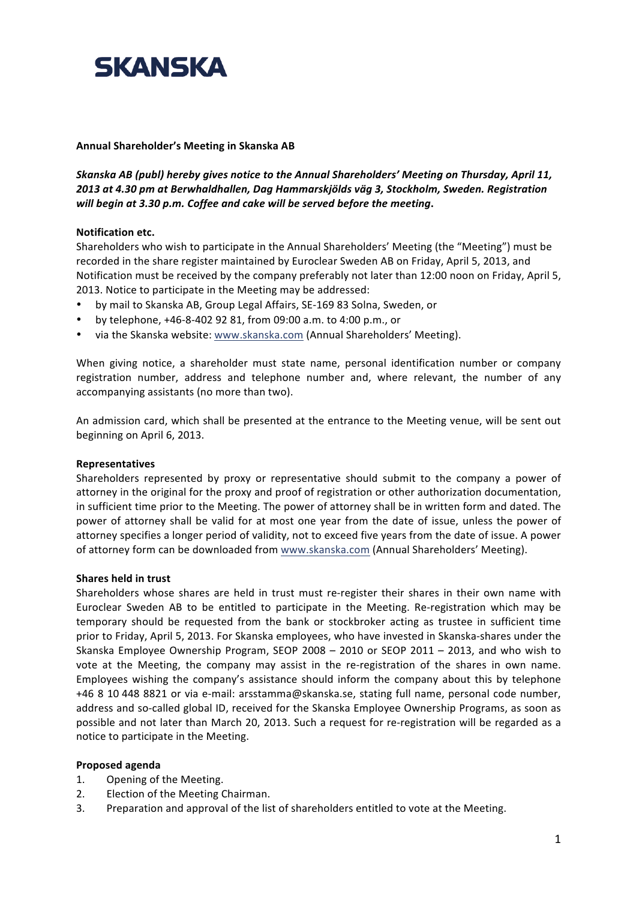# SKANSKA

**Annual Shareholder's Meeting in Skanska AB**

***Skanska AB (publ) hereby gives notice to the Annual Shareholders' Meeting on Thursday, April 11, 2013 at 4.30 pm at Berwhaldhallen, Dag Hammarskjölds väg 3, Stockholm, Sweden. Registration will begin at 3.30 p.m. Coffee and cake will be served before the meeting*.**

**Notification etc.**

Shareholders who wish to participate in the Annual Shareholders' Meeting (the "Meeting") must be recorded in the share register maintained by Euroclear Sweden AB on Friday, April 5, 2013, and Notification must be received by the company preferably not later than 12:00 noon on Friday, April 5, 2013. Notice to participate in the Meeting may be addressed:

- by mail to Skanska AB, Group Legal Affairs, SE-169 83 Solna, Sweden, or
- by telephone, +46-8-402 92 81, from 09:00 a.m. to 4:00 p.m., or
- via the Skanska website: www.skanska.com (Annual Shareholders' Meeting).

When giving notice, a shareholder must state name, personal identification number or company registration number, address and telephone number and, where relevant, the number of any accompanying assistants (no more than two).

An admission card, which shall be presented at the entrance to the Meeting venue, will be sent out beginning on April 6, 2013.

**Representatives**

Shareholders represented by proxy or representative should submit to the company a power of attorney in the original for the proxy and proof of registration or other authorization documentation, in sufficient time prior to the Meeting. The power of attorney shall be in written form and dated. The power of attorney shall be valid for at most one year from the date of issue, unless the power of attorney specifies a longer period of validity, not to exceed five years from the date of issue. A power of attorney form can be downloaded from www.skanska.com (Annual Shareholders' Meeting).

**Shares held in trust**

Shareholders whose shares are held in trust must re-register their shares in their own name with Euroclear Sweden AB to be entitled to participate in the Meeting. Re-registration which may be temporary should be requested from the bank or stockbroker acting as trustee in sufficient time prior to Friday, April 5, 2013. For Skanska employees, who have invested in Skanska-shares under the Skanska Employee Ownership Program, SEOP 2008 – 2010 or SEOP 2011 – 2013, and who wish to vote at the Meeting, the company may assist in the re-registration of the shares in own name. Employees wishing the company's assistance should inform the company about this by telephone +46 8 10 448 8821 or via e-mail: arsstamma@skanska.se, stating full name, personal code number, address and so-called global ID, received for the Skanska Employee Ownership Programs, as soon as possible and not later than March 20, 2013. Such a request for re-registration will be regarded as a notice to participate in the Meeting.

**Proposed agenda**

1. Opening of the Meeting.
2. Election of the Meeting Chairman.
3. Preparation and approval of the list of shareholders entitled to vote at the Meeting.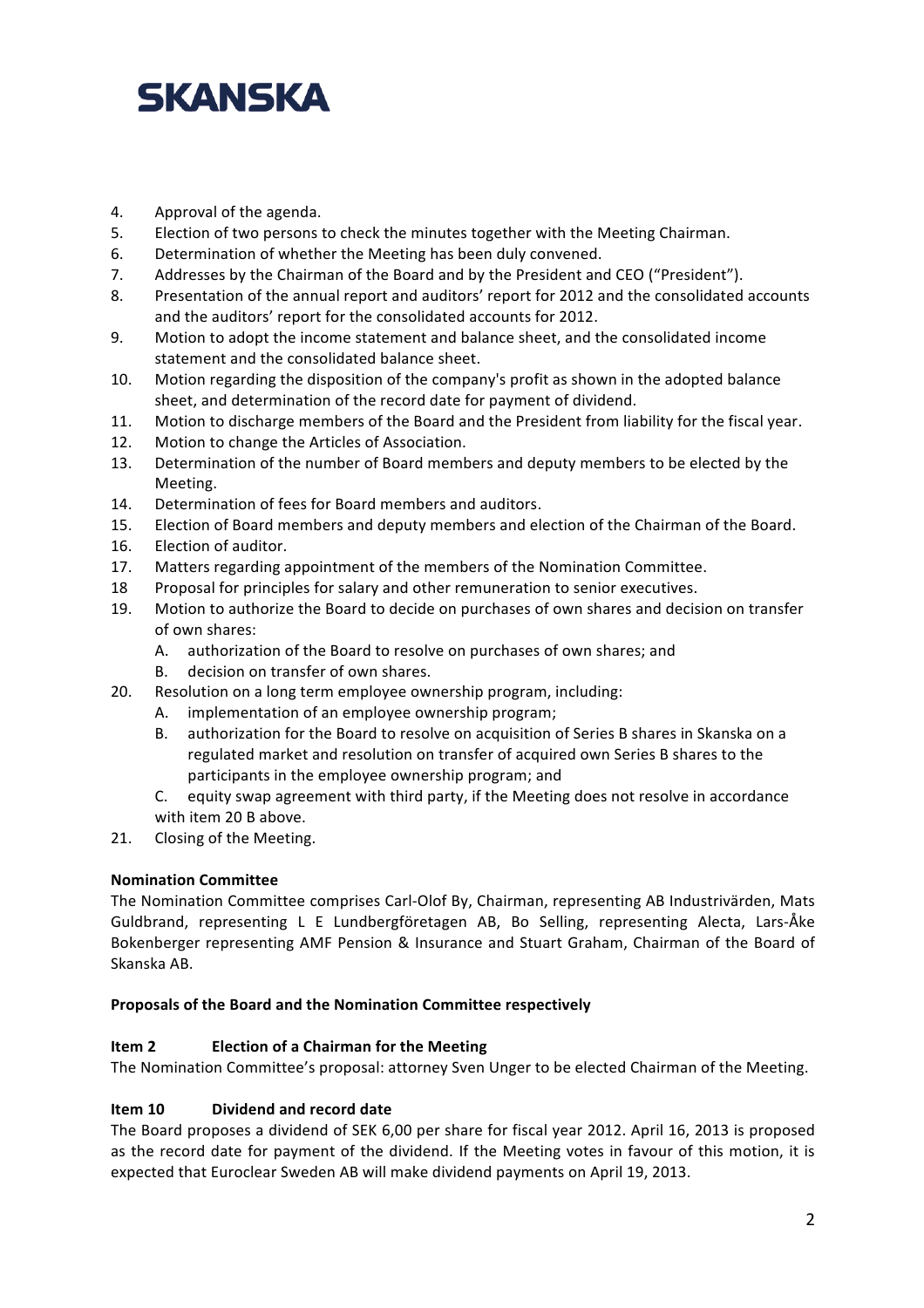4. Approval of the agenda.
5. Election of two persons to check the minutes together with the Meeting Chairman.
6. Determination of whether the Meeting has been duly convened.
7. Addresses by the Chairman of the Board and by the President and CEO ("President").
8. Presentation of the annual report and auditors' report for 2012 and the consolidated accounts and the auditors' report for the consolidated accounts for 2012.
9. Motion to adopt the income statement and balance sheet, and the consolidated income statement and the consolidated balance sheet.
10. Motion regarding the disposition of the company's profit as shown in the adopted balance sheet, and determination of the record date for payment of dividend.
11. Motion to discharge members of the Board and the President from liability for the fiscal year.
12. Motion to change the Articles of Association.
13. Determination of the number of Board members and deputy members to be elected by the Meeting.
14. Determination of fees for Board members and auditors.
15. Election of Board members and deputy members and election of the Chairman of the Board.
16. Election of auditor.
17. Matters regarding appointment of the members of the Nomination Committee.
18. Proposal for principles for salary and other remuneration to senior executives.
19. Motion to authorize the Board to decide on purchases of own shares and decision on transfer of own shares:
    A. authorization of the Board to resolve on purchases of own shares; and
    B. decision on transfer of own shares.
20. Resolution on a long term employee ownership program, including:
    A. implementation of an employee ownership program;
    B. authorization for the Board to resolve on acquisition of Series B shares in Skanska on a regulated market and resolution on transfer of acquired own Series B shares to the participants in the employee ownership program; and
    C. equity swap agreement with third party, if the Meeting does not resolve in accordance with item 20 B above.
21. Closing of the Meeting.

**Nomination Committee**

The Nomination Committee comprises Carl-Olof By, Chairman, representing AB Industrivärden, Mats Guldbrand, representing L E Lundbergföretagen AB, Bo Selling, representing Alecta, Lars-Åke Bokenberger representing AMF Pension & Insurance and Stuart Graham, Chairman of the Board of Skanska AB.

**Proposals of the Board and the Nomination Committee respectively**

**Item 2 Election of a Chairman for the Meeting**

The Nomination Committee's proposal: attorney Sven Unger to be elected Chairman of the Meeting.

**Item 10 Dividend and record date**

The Board proposes a dividend of SEK 6,00 per share for fiscal year 2012. April 16, 2013 is proposed as the record date for payment of the dividend. If the Meeting votes in favour of this motion, it is expected that Euroclear Sweden AB will make dividend payments on April 19, 2013.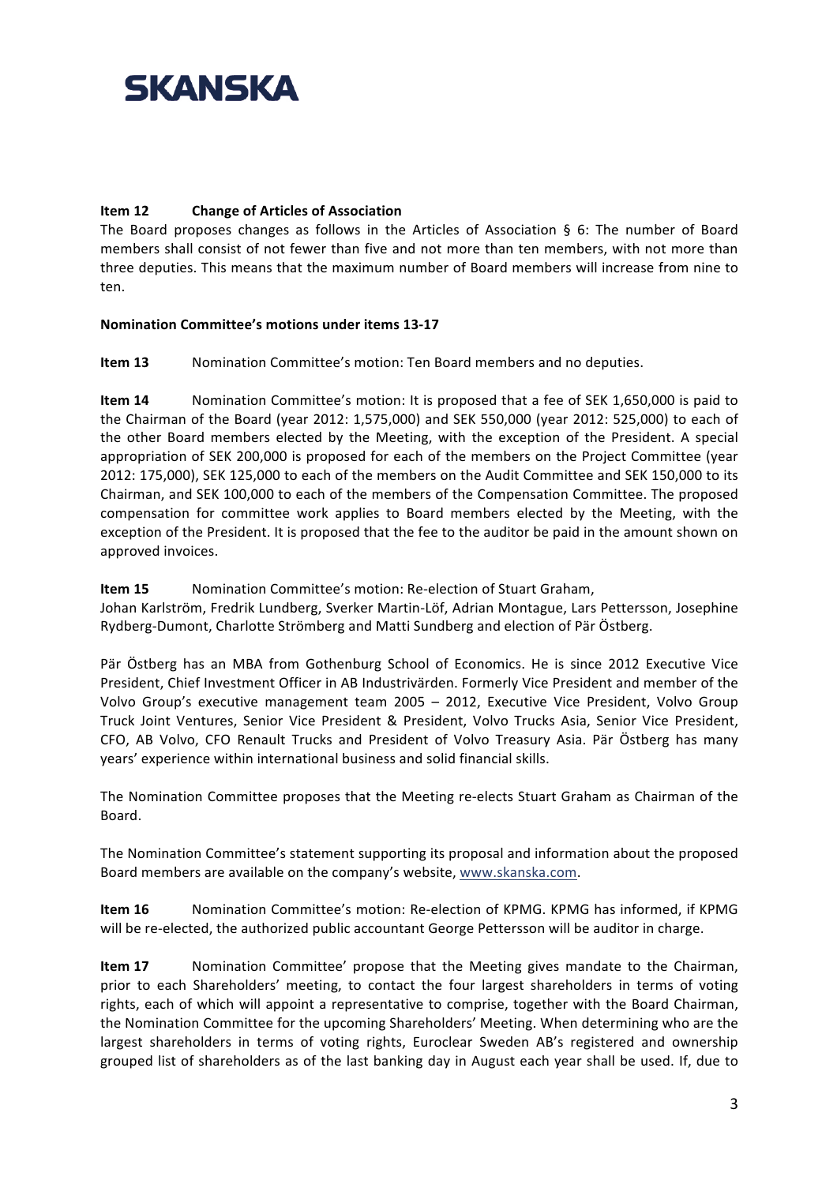**Item 12 Change of Articles of Association**

The Board proposes changes as follows in the Articles of Association § 6: The number of Board members shall consist of not fewer than five and not more than ten members, with not more than three deputies. This means that the maximum number of Board members will increase from nine to ten.

**Nomination Committee's motions under items 13-17**

**Item 13** Nomination Committee's motion: Ten Board members and no deputies.

**Item 14** Nomination Committee's motion: It is proposed that a fee of SEK 1,650,000 is paid to the Chairman of the Board (year 2012: 1,575,000) and SEK 550,000 (year 2012: 525,000) to each of the other Board members elected by the Meeting, with the exception of the President. A special appropriation of SEK 200,000 is proposed for each of the members on the Project Committee (year 2012: 175,000), SEK 125,000 to each of the members on the Audit Committee and SEK 150,000 to its Chairman, and SEK 100,000 to each of the members of the Compensation Committee. The proposed compensation for committee work applies to Board members elected by the Meeting, with the exception of the President. It is proposed that the fee to the auditor be paid in the amount shown on approved invoices.

**Item 15** Nomination Committee's motion: Re-election of Stuart Graham, Johan Karlström, Fredrik Lundberg, Sverker Martin-Löf, Adrian Montague, Lars Pettersson, Josephine Rydberg-Dumont, Charlotte Strömberg and Matti Sundberg and election of Pär Östberg.

Pär Östberg has an MBA from Gothenburg School of Economics. He is since 2012 Executive Vice President, Chief Investment Officer in AB Industrivärden. Formerly Vice President and member of the Volvo Group's executive management team 2005 – 2012, Executive Vice President, Volvo Group Truck Joint Ventures, Senior Vice President & President, Volvo Trucks Asia, Senior Vice President, CFO, AB Volvo, CFO Renault Trucks and President of Volvo Treasury Asia. Pär Östberg has many years' experience within international business and solid financial skills.

The Nomination Committee proposes that the Meeting re-elects Stuart Graham as Chairman of the Board.

The Nomination Committee's statement supporting its proposal and information about the proposed Board members are available on the company's website, www.skanska.com.

**Item 16** Nomination Committee's motion: Re-election of KPMG. KPMG has informed, if KPMG will be re-elected, the authorized public accountant George Pettersson will be auditor in charge.

**Item 17** Nomination Committee' propose that the Meeting gives mandate to the Chairman, prior to each Shareholders' meeting, to contact the four largest shareholders in terms of voting rights, each of which will appoint a representative to comprise, together with the Board Chairman, the Nomination Committee for the upcoming Shareholders' Meeting. When determining who are the largest shareholders in terms of voting rights, Euroclear Sweden AB's registered and ownership grouped list of shareholders as of the last banking day in August each year shall be used. If, due to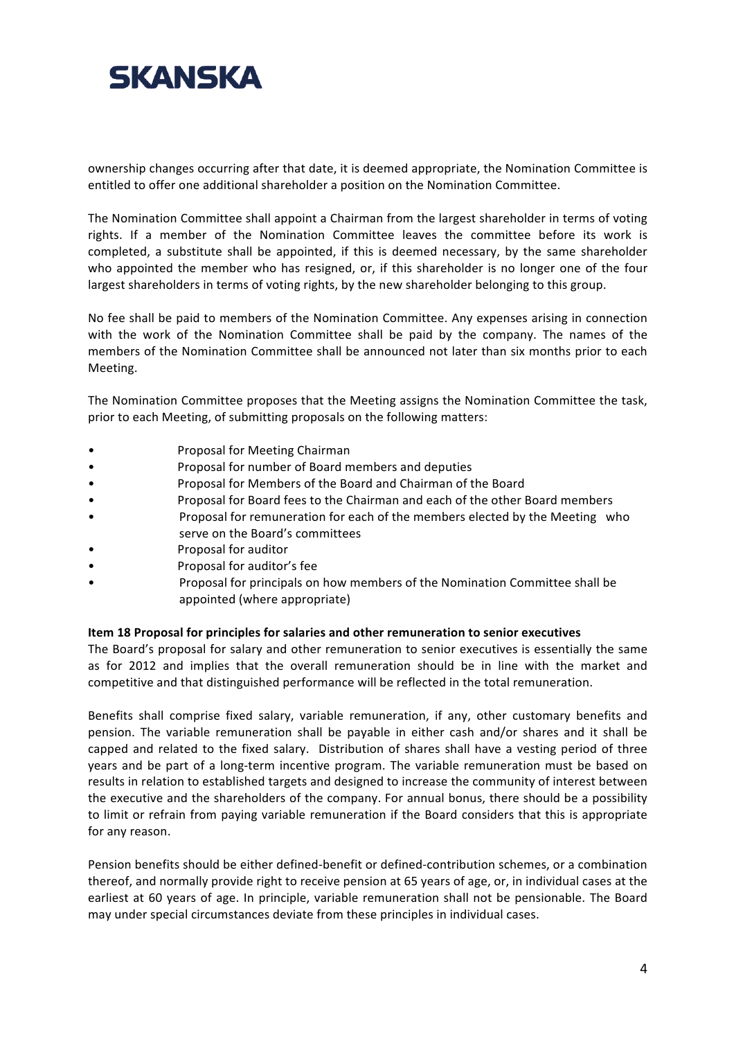ownership changes occurring after that date, it is deemed appropriate, the Nomination Committee is entitled to offer one additional shareholder a position on the Nomination Committee.

The Nomination Committee shall appoint a Chairman from the largest shareholder in terms of voting rights. If a member of the Nomination Committee leaves the committee before its work is completed, a substitute shall be appointed, if this is deemed necessary, by the same shareholder who appointed the member who has resigned, or, if this shareholder is no longer one of the four largest shareholders in terms of voting rights, by the new shareholder belonging to this group.

No fee shall be paid to members of the Nomination Committee. Any expenses arising in connection with the work of the Nomination Committee shall be paid by the company. The names of the members of the Nomination Committee shall be announced not later than six months prior to each Meeting.

The Nomination Committee proposes that the Meeting assigns the Nomination Committee the task, prior to each Meeting, of submitting proposals on the following matters:

- Proposal for Meeting Chairman
- Proposal for number of Board members and deputies
- Proposal for Members of the Board and Chairman of the Board
- Proposal for Board fees to the Chairman and each of the other Board members
- Proposal for remuneration for each of the members elected by the Meeting who serve on the Board's committees
- Proposal for auditor
- Proposal for auditor's fee
- Proposal for principals on how members of the Nomination Committee shall be appointed (where appropriate)

**Item 18 Proposal for principles for salaries and other remuneration to senior executives**
The Board's proposal for salary and other remuneration to senior executives is essentially the same as for 2012 and implies that the overall remuneration should be in line with the market and competitive and that distinguished performance will be reflected in the total remuneration.

Benefits shall comprise fixed salary, variable remuneration, if any, other customary benefits and pension. The variable remuneration shall be payable in either cash and/or shares and it shall be capped and related to the fixed salary. Distribution of shares shall have a vesting period of three years and be part of a long-term incentive program. The variable remuneration must be based on results in relation to established targets and designed to increase the community of interest between the executive and the shareholders of the company. For annual bonus, there should be a possibility to limit or refrain from paying variable remuneration if the Board considers that this is appropriate for any reason.

Pension benefits should be either defined-benefit or defined-contribution schemes, or a combination thereof, and normally provide right to receive pension at 65 years of age, or, in individual cases at the earliest at 60 years of age. In principle, variable remuneration shall not be pensionable. The Board may under special circumstances deviate from these principles in individual cases.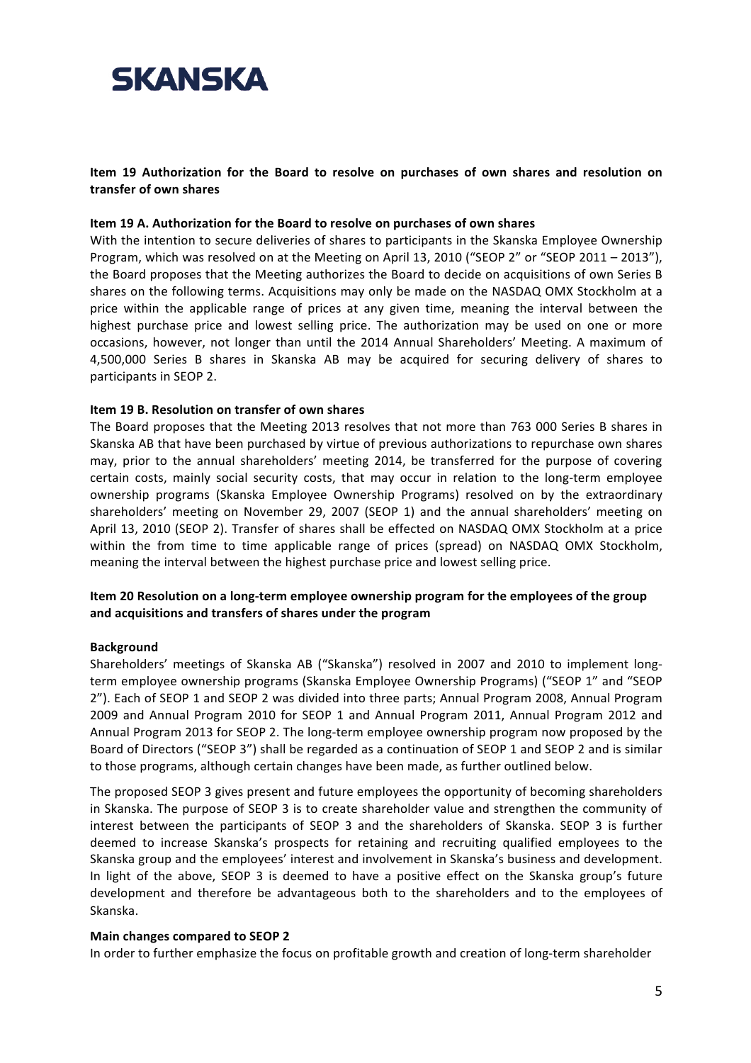**SKANSKA**

### Item 19 Authorization for the Board to resolve on purchases of own shares and resolution on transfer of own shares

#### Item 19 A. Authorization for the Board to resolve on purchases of own shares

With the intention to secure deliveries of shares to participants in the Skanska Employee Ownership Program, which was resolved on at the Meeting on April 13, 2010 ("SEOP 2" or "SEOP 2011 – 2013"), the Board proposes that the Meeting authorizes the Board to decide on acquisitions of own Series B shares on the following terms. Acquisitions may only be made on the NASDAQ OMX Stockholm at a price within the applicable range of prices at any given time, meaning the interval between the highest purchase price and lowest selling price. The authorization may be used on one or more occasions, however, not longer than until the 2014 Annual Shareholders' Meeting. A maximum of 4,500,000 Series B shares in Skanska AB may be acquired for securing delivery of shares to participants in SEOP 2.

#### Item 19 B. Resolution on transfer of own shares

The Board proposes that the Meeting 2013 resolves that not more than 763 000 Series B shares in Skanska AB that have been purchased by virtue of previous authorizations to repurchase own shares may, prior to the annual shareholders' meeting 2014, be transferred for the purpose of covering certain costs, mainly social security costs, that may occur in relation to the long-term employee ownership programs (Skanska Employee Ownership Programs) resolved on by the extraordinary shareholders' meeting on November 29, 2007 (SEOP 1) and the annual shareholders' meeting on April 13, 2010 (SEOP 2). Transfer of shares shall be effected on NASDAQ OMX Stockholm at a price within the from time to time applicable range of prices (spread) on NASDAQ OMX Stockholm, meaning the interval between the highest purchase price and lowest selling price.

### Item 20 Resolution on a long-term employee ownership program for the employees of the group and acquisitions and transfers of shares under the program

#### Background

Shareholders' meetings of Skanska AB ("Skanska") resolved in 2007 and 2010 to implement long-term employee ownership programs (Skanska Employee Ownership Programs) ("SEOP 1" and "SEOP 2"). Each of SEOP 1 and SEOP 2 was divided into three parts; Annual Program 2008, Annual Program 2009 and Annual Program 2010 for SEOP 1 and Annual Program 2011, Annual Program 2012 and Annual Program 2013 for SEOP 2. The long-term employee ownership program now proposed by the Board of Directors ("SEOP 3") shall be regarded as a continuation of SEOP 1 and SEOP 2 and is similar to those programs, although certain changes have been made, as further outlined below.

The proposed SEOP 3 gives present and future employees the opportunity of becoming shareholders in Skanska. The purpose of SEOP 3 is to create shareholder value and strengthen the community of interest between the participants of SEOP 3 and the shareholders of Skanska. SEOP 3 is further deemed to increase Skanska's prospects for retaining and recruiting qualified employees to the Skanska group and the employees' interest and involvement in Skanska's business and development. In light of the above, SEOP 3 is deemed to have a positive effect on the Skanska group's future development and therefore be advantageous both to the shareholders and to the employees of Skanska.

#### Main changes compared to SEOP 2

In order to further emphasize the focus on profitable growth and creation of long-term shareholder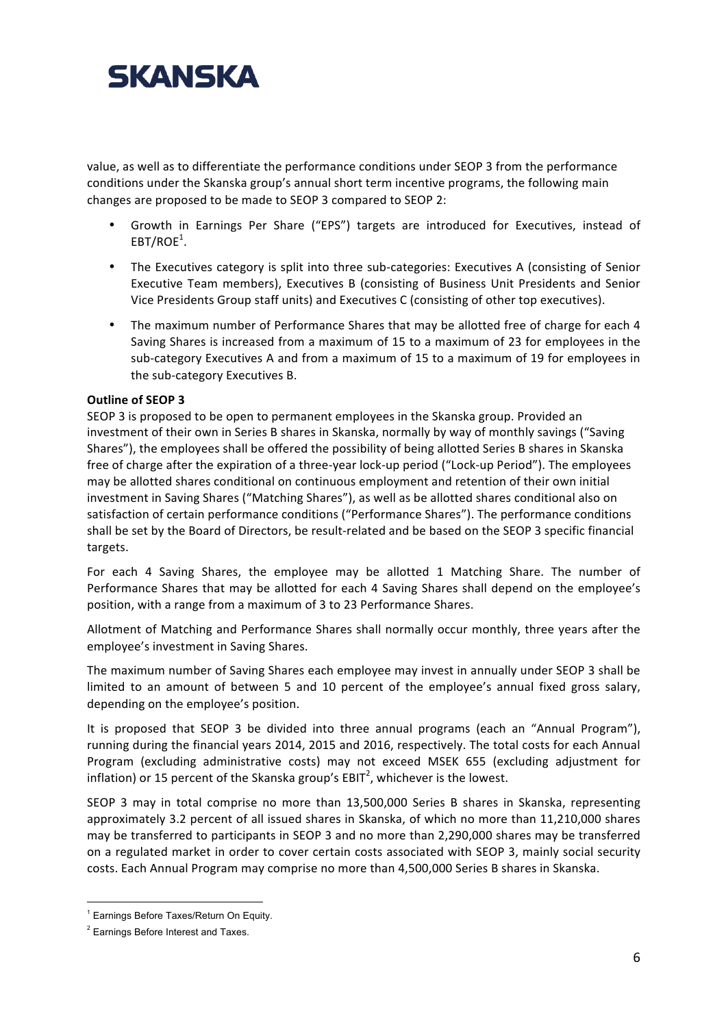value, as well as to differentiate the performance conditions under SEOP 3 from the performance conditions under the Skanska group's annual short term incentive programs, the following main changes are proposed to be made to SEOP 3 compared to SEOP 2:

- Growth in Earnings Per Share ("EPS") targets are introduced for Executives, instead of EBT/ROE[1].
- The Executives category is split into three sub-categories: Executives A (consisting of Senior Executive Team members), Executives B (consisting of Business Unit Presidents and Senior Vice Presidents Group staff units) and Executives C (consisting of other top executives).
- The maximum number of Performance Shares that may be allotted free of charge for each 4 Saving Shares is increased from a maximum of 15 to a maximum of 23 for employees in the sub-category Executives A and from a maximum of 15 to a maximum of 19 for employees in the sub-category Executives B.

**Outline of SEOP 3**

SEOP 3 is proposed to be open to permanent employees in the Skanska group. Provided an investment of their own in Series B shares in Skanska, normally by way of monthly savings ("Saving Shares"), the employees shall be offered the possibility of being allotted Series B shares in Skanska free of charge after the expiration of a three-year lock-up period ("Lock-up Period"). The employees may be allotted shares conditional on continuous employment and retention of their own initial investment in Saving Shares ("Matching Shares"), as well as be allotted shares conditional also on satisfaction of certain performance conditions ("Performance Shares"). The performance conditions shall be set by the Board of Directors, be result-related and be based on the SEOP 3 specific financial targets.

For each 4 Saving Shares, the employee may be allotted 1 Matching Share. The number of Performance Shares that may be allotted for each 4 Saving Shares shall depend on the employee's position, with a range from a maximum of 3 to 23 Performance Shares.

Allotment of Matching and Performance Shares shall normally occur monthly, three years after the employee's investment in Saving Shares.

The maximum number of Saving Shares each employee may invest in annually under SEOP 3 shall be limited to an amount of between 5 and 10 percent of the employee's annual fixed gross salary, depending on the employee's position.

It is proposed that SEOP 3 be divided into three annual programs (each an "Annual Program"), running during the financial years 2014, 2015 and 2016, respectively. The total costs for each Annual Program (excluding administrative costs) may not exceed MSEK 655 (excluding adjustment for inflation) or 15 percent of the Skanska group's EBIT[2], whichever is the lowest.

SEOP 3 may in total comprise no more than 13,500,000 Series B shares in Skanska, representing approximately 3.2 percent of all issued shares in Skanska, of which no more than 11,210,000 shares may be transferred to participants in SEOP 3 and no more than 2,290,000 shares may be transferred on a regulated market in order to cover certain costs associated with SEOP 3, mainly social security costs. Each Annual Program may comprise no more than 4,500,000 Series B shares in Skanska.

---

[1] Earnings Before Taxes/Return On Equity.

[2] Earnings Before Interest and Taxes.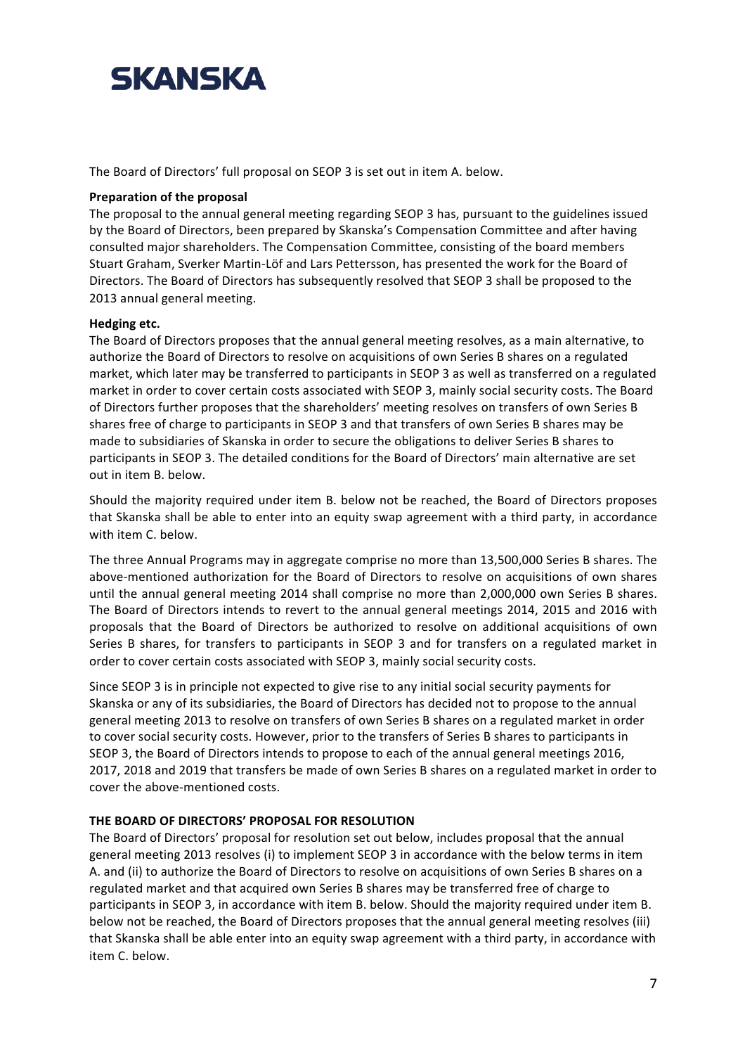The Board of Directors' full proposal on SEOP 3 is set out in item A. below.

**Preparation of the proposal**

The proposal to the annual general meeting regarding SEOP 3 has, pursuant to the guidelines issued by the Board of Directors, been prepared by Skanska's Compensation Committee and after having consulted major shareholders. The Compensation Committee, consisting of the board members Stuart Graham, Sverker Martin-Löf and Lars Pettersson, has presented the work for the Board of Directors. The Board of Directors has subsequently resolved that SEOP 3 shall be proposed to the 2013 annual general meeting.

**Hedging etc.**

The Board of Directors proposes that the annual general meeting resolves, as a main alternative, to authorize the Board of Directors to resolve on acquisitions of own Series B shares on a regulated market, which later may be transferred to participants in SEOP 3 as well as transferred on a regulated market in order to cover certain costs associated with SEOP 3, mainly social security costs. The Board of Directors further proposes that the shareholders' meeting resolves on transfers of own Series B shares free of charge to participants in SEOP 3 and that transfers of own Series B shares may be made to subsidiaries of Skanska in order to secure the obligations to deliver Series B shares to participants in SEOP 3. The detailed conditions for the Board of Directors' main alternative are set out in item B. below.

Should the majority required under item B. below not be reached, the Board of Directors proposes that Skanska shall be able to enter into an equity swap agreement with a third party, in accordance with item C. below.

The three Annual Programs may in aggregate comprise no more than 13,500,000 Series B shares. The above-mentioned authorization for the Board of Directors to resolve on acquisitions of own shares until the annual general meeting 2014 shall comprise no more than 2,000,000 own Series B shares. The Board of Directors intends to revert to the annual general meetings 2014, 2015 and 2016 with proposals that the Board of Directors be authorized to resolve on additional acquisitions of own Series B shares, for transfers to participants in SEOP 3 and for transfers on a regulated market in order to cover certain costs associated with SEOP 3, mainly social security costs.

Since SEOP 3 is in principle not expected to give rise to any initial social security payments for Skanska or any of its subsidiaries, the Board of Directors has decided not to propose to the annual general meeting 2013 to resolve on transfers of own Series B shares on a regulated market in order to cover social security costs. However, prior to the transfers of Series B shares to participants in SEOP 3, the Board of Directors intends to propose to each of the annual general meetings 2016, 2017, 2018 and 2019 that transfers be made of own Series B shares on a regulated market in order to cover the above-mentioned costs.

**THE BOARD OF DIRECTORS' PROPOSAL FOR RESOLUTION**

The Board of Directors' proposal for resolution set out below, includes proposal that the annual general meeting 2013 resolves (i) to implement SEOP 3 in accordance with the below terms in item A. and (ii) to authorize the Board of Directors to resolve on acquisitions of own Series B shares on a regulated market and that acquired own Series B shares may be transferred free of charge to participants in SEOP 3, in accordance with item B. below. Should the majority required under item B. below not be reached, the Board of Directors proposes that the annual general meeting resolves (iii) that Skanska shall be able enter into an equity swap agreement with a third party, in accordance with item C. below.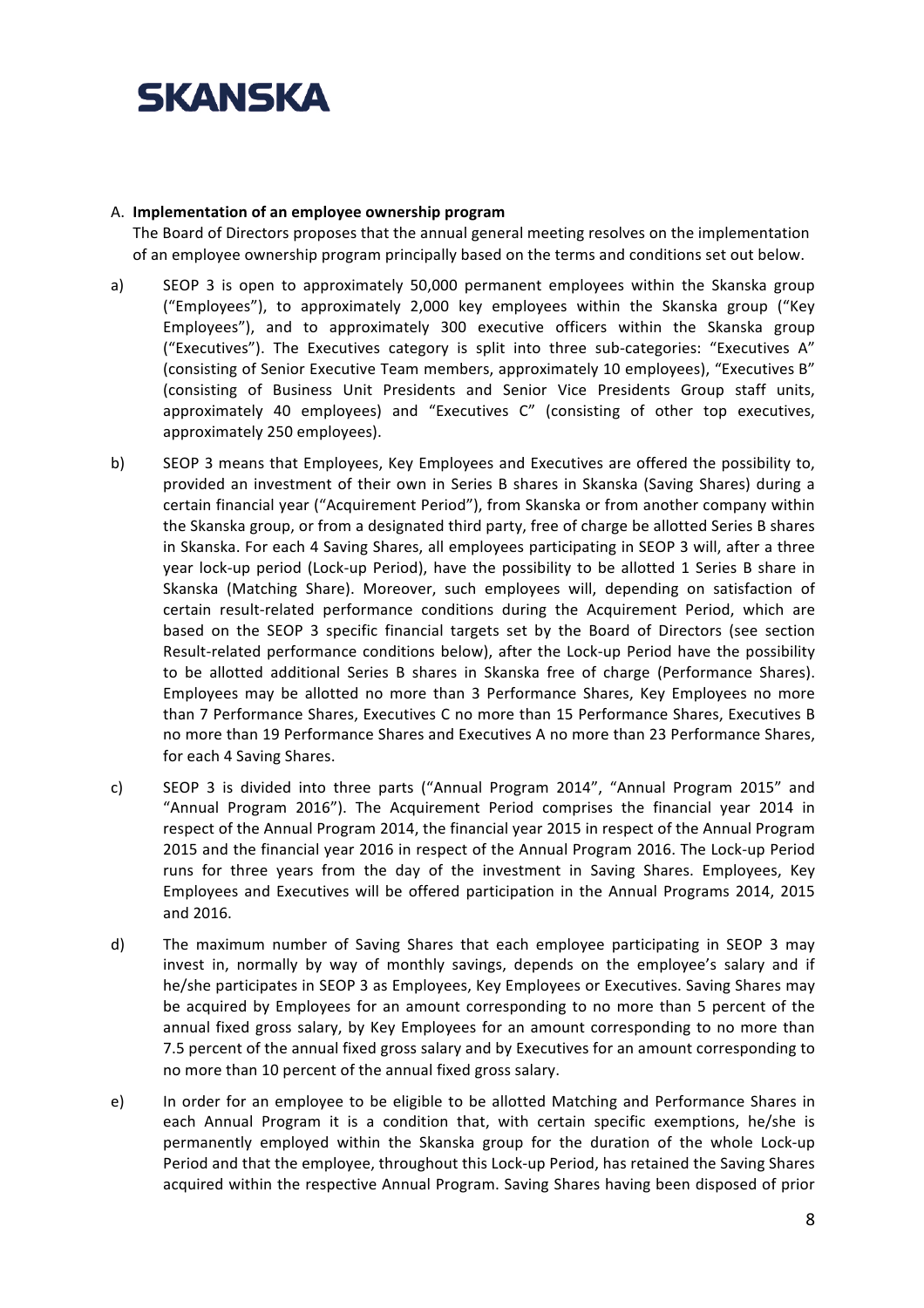**SKANSKA**

A. **Implementation of an employee ownership program**

The Board of Directors proposes that the annual general meeting resolves on the implementation of an employee ownership program principally based on the terms and conditions set out below.

a) SEOP 3 is open to approximately 50,000 permanent employees within the Skanska group ("Employees"), to approximately 2,000 key employees within the Skanska group ("Key Employees"), and to approximately 300 executive officers within the Skanska group ("Executives"). The Executives category is split into three sub-categories: "Executives A" (consisting of Senior Executive Team members, approximately 10 employees), "Executives B" (consisting of Business Unit Presidents and Senior Vice Presidents Group staff units, approximately 40 employees) and "Executives C" (consisting of other top executives, approximately 250 employees).

b) SEOP 3 means that Employees, Key Employees and Executives are offered the possibility to, provided an investment of their own in Series B shares in Skanska (Saving Shares) during a certain financial year ("Acquirement Period"), from Skanska or from another company within the Skanska group, or from a designated third party, free of charge be allotted Series B shares in Skanska. For each 4 Saving Shares, all employees participating in SEOP 3 will, after a three year lock-up period (Lock-up Period), have the possibility to be allotted 1 Series B share in Skanska (Matching Share). Moreover, such employees will, depending on satisfaction of certain result-related performance conditions during the Acquirement Period, which are based on the SEOP 3 specific financial targets set by the Board of Directors (see section Result-related performance conditions below), after the Lock-up Period have the possibility to be allotted additional Series B shares in Skanska free of charge (Performance Shares). Employees may be allotted no more than 3 Performance Shares, Key Employees no more than 7 Performance Shares, Executives C no more than 15 Performance Shares, Executives B no more than 19 Performance Shares and Executives A no more than 23 Performance Shares, for each 4 Saving Shares.

c) SEOP 3 is divided into three parts ("Annual Program 2014", "Annual Program 2015" and "Annual Program 2016"). The Acquirement Period comprises the financial year 2014 in respect of the Annual Program 2014, the financial year 2015 in respect of the Annual Program 2015 and the financial year 2016 in respect of the Annual Program 2016. The Lock-up Period runs for three years from the day of the investment in Saving Shares. Employees, Key Employees and Executives will be offered participation in the Annual Programs 2014, 2015 and 2016.

d) The maximum number of Saving Shares that each employee participating in SEOP 3 may invest in, normally by way of monthly savings, depends on the employee's salary and if he/she participates in SEOP 3 as Employees, Key Employees or Executives. Saving Shares may be acquired by Employees for an amount corresponding to no more than 5 percent of the annual fixed gross salary, by Key Employees for an amount corresponding to no more than 7.5 percent of the annual fixed gross salary and by Executives for an amount corresponding to no more than 10 percent of the annual fixed gross salary.

e) In order for an employee to be eligible to be allotted Matching and Performance Shares in each Annual Program it is a condition that, with certain specific exemptions, he/she is permanently employed within the Skanska group for the duration of the whole Lock-up Period and that the employee, throughout this Lock-up Period, has retained the Saving Shares acquired within the respective Annual Program. Saving Shares having been disposed of prior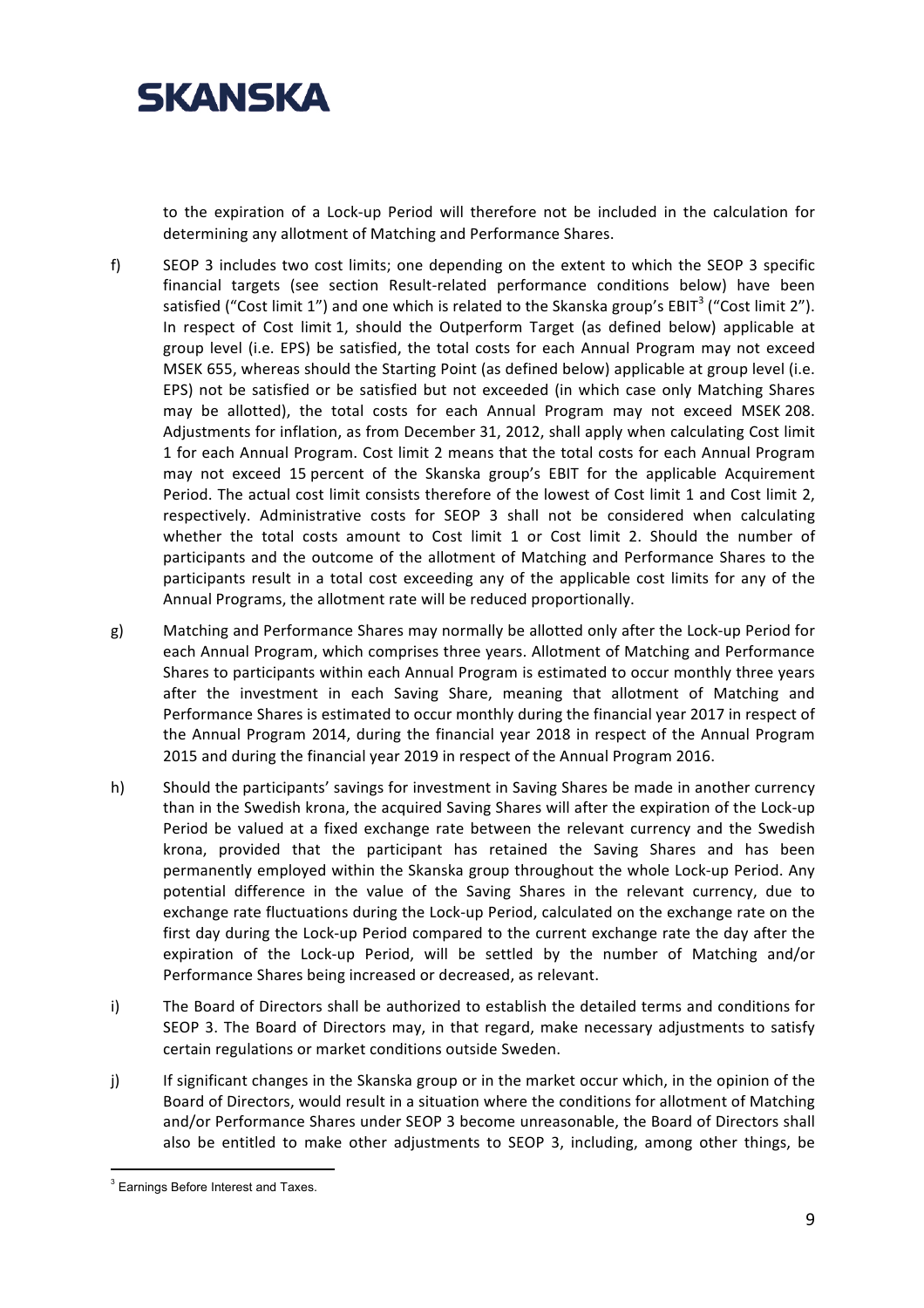to the expiration of a Lock-up Period will therefore not be included in the calculation for determining any allotment of Matching and Performance Shares.

f) SEOP 3 includes two cost limits; one depending on the extent to which the SEOP 3 specific financial targets (see section Result-related performance conditions below) have been satisfied ("Cost limit 1") and one which is related to the Skanska group's EBIT[3] ("Cost limit 2"). In respect of Cost limit 1, should the Outperform Target (as defined below) applicable at group level (i.e. EPS) be satisfied, the total costs for each Annual Program may not exceed MSEK 655, whereas should the Starting Point (as defined below) applicable at group level (i.e. EPS) not be satisfied or be satisfied but not exceeded (in which case only Matching Shares may be allotted), the total costs for each Annual Program may not exceed MSEK 208. Adjustments for inflation, as from December 31, 2012, shall apply when calculating Cost limit 1 for each Annual Program. Cost limit 2 means that the total costs for each Annual Program may not exceed 15 percent of the Skanska group's EBIT for the applicable Acquirement Period. The actual cost limit consists therefore of the lowest of Cost limit 1 and Cost limit 2, respectively. Administrative costs for SEOP 3 shall not be considered when calculating whether the total costs amount to Cost limit 1 or Cost limit 2. Should the number of participants and the outcome of the allotment of Matching and Performance Shares to the participants result in a total cost exceeding any of the applicable cost limits for any of the Annual Programs, the allotment rate will be reduced proportionally.

g) Matching and Performance Shares may normally be allotted only after the Lock-up Period for each Annual Program, which comprises three years. Allotment of Matching and Performance Shares to participants within each Annual Program is estimated to occur monthly three years after the investment in each Saving Share, meaning that allotment of Matching and Performance Shares is estimated to occur monthly during the financial year 2017 in respect of the Annual Program 2014, during the financial year 2018 in respect of the Annual Program 2015 and during the financial year 2019 in respect of the Annual Program 2016.

h) Should the participants' savings for investment in Saving Shares be made in another currency than in the Swedish krona, the acquired Saving Shares will after the expiration of the Lock-up Period be valued at a fixed exchange rate between the relevant currency and the Swedish krona, provided that the participant has retained the Saving Shares and has been permanently employed within the Skanska group throughout the whole Lock-up Period. Any potential difference in the value of the Saving Shares in the relevant currency, due to exchange rate fluctuations during the Lock-up Period, calculated on the exchange rate on the first day during the Lock-up Period compared to the current exchange rate the day after the expiration of the Lock-up Period, will be settled by the number of Matching and/or Performance Shares being increased or decreased, as relevant.

i) The Board of Directors shall be authorized to establish the detailed terms and conditions for SEOP 3. The Board of Directors may, in that regard, make necessary adjustments to satisfy certain regulations or market conditions outside Sweden.

j) If significant changes in the Skanska group or in the market occur which, in the opinion of the Board of Directors, would result in a situation where the conditions for allotment of Matching and/or Performance Shares under SEOP 3 become unreasonable, the Board of Directors shall also be entitled to make other adjustments to SEOP 3, including, among other things, be

[3] Earnings Before Interest and Taxes.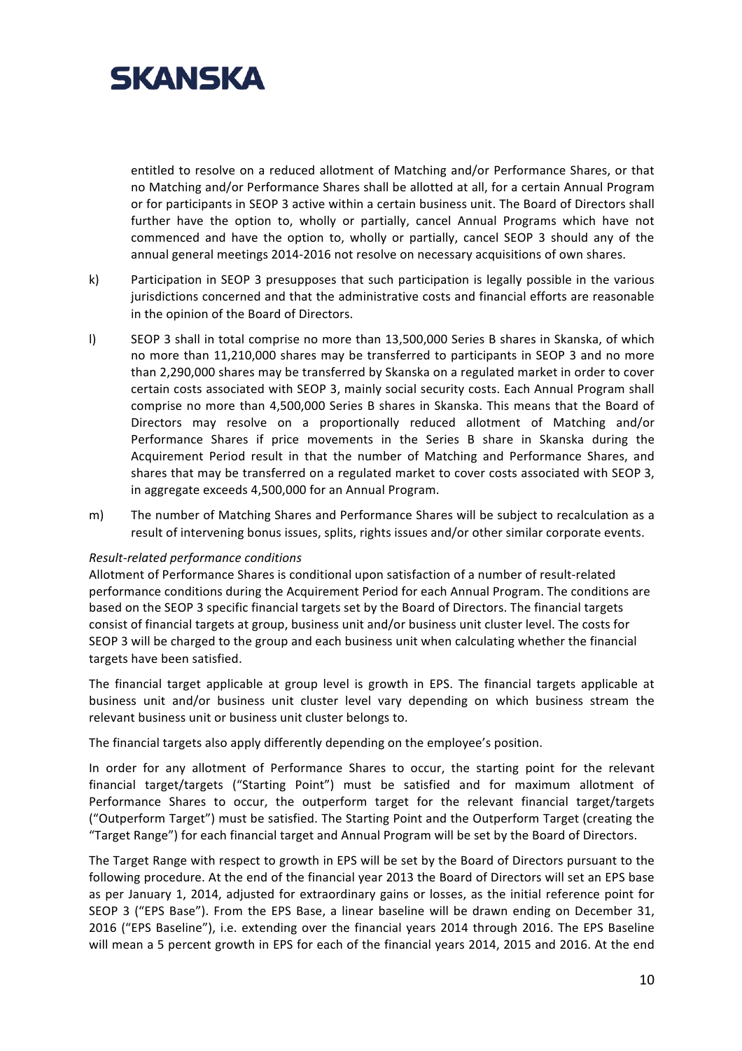entitled to resolve on a reduced allotment of Matching and/or Performance Shares, or that no Matching and/or Performance Shares shall be allotted at all, for a certain Annual Program or for participants in SEOP 3 active within a certain business unit. The Board of Directors shall further have the option to, wholly or partially, cancel Annual Programs which have not commenced and have the option to, wholly or partially, cancel SEOP 3 should any of the annual general meetings 2014-2016 not resolve on necessary acquisitions of own shares.

k) Participation in SEOP 3 presupposes that such participation is legally possible in the various jurisdictions concerned and that the administrative costs and financial efforts are reasonable in the opinion of the Board of Directors.

l) SEOP 3 shall in total comprise no more than 13,500,000 Series B shares in Skanska, of which no more than 11,210,000 shares may be transferred to participants in SEOP 3 and no more than 2,290,000 shares may be transferred by Skanska on a regulated market in order to cover certain costs associated with SEOP 3, mainly social security costs. Each Annual Program shall comprise no more than 4,500,000 Series B shares in Skanska. This means that the Board of Directors may resolve on a proportionally reduced allotment of Matching and/or Performance Shares if price movements in the Series B share in Skanska during the Acquirement Period result in that the number of Matching and Performance Shares, and shares that may be transferred on a regulated market to cover costs associated with SEOP 3, in aggregate exceeds 4,500,000 for an Annual Program.

m) The number of Matching Shares and Performance Shares will be subject to recalculation as a result of intervening bonus issues, splits, rights issues and/or other similar corporate events.

*Result-related performance conditions*

Allotment of Performance Shares is conditional upon satisfaction of a number of result-related performance conditions during the Acquirement Period for each Annual Program. The conditions are based on the SEOP 3 specific financial targets set by the Board of Directors. The financial targets consist of financial targets at group, business unit and/or business unit cluster level. The costs for SEOP 3 will be charged to the group and each business unit when calculating whether the financial targets have been satisfied.

The financial target applicable at group level is growth in EPS. The financial targets applicable at business unit and/or business unit cluster level vary depending on which business stream the relevant business unit or business unit cluster belongs to.

The financial targets also apply differently depending on the employee's position.

In order for any allotment of Performance Shares to occur, the starting point for the relevant financial target/targets ("Starting Point") must be satisfied and for maximum allotment of Performance Shares to occur, the outperform target for the relevant financial target/targets ("Outperform Target") must be satisfied. The Starting Point and the Outperform Target (creating the "Target Range") for each financial target and Annual Program will be set by the Board of Directors.

The Target Range with respect to growth in EPS will be set by the Board of Directors pursuant to the following procedure. At the end of the financial year 2013 the Board of Directors will set an EPS base as per January 1, 2014, adjusted for extraordinary gains or losses, as the initial reference point for SEOP 3 ("EPS Base"). From the EPS Base, a linear baseline will be drawn ending on December 31, 2016 ("EPS Baseline"), i.e. extending over the financial years 2014 through 2016. The EPS Baseline will mean a 5 percent growth in EPS for each of the financial years 2014, 2015 and 2016. At the end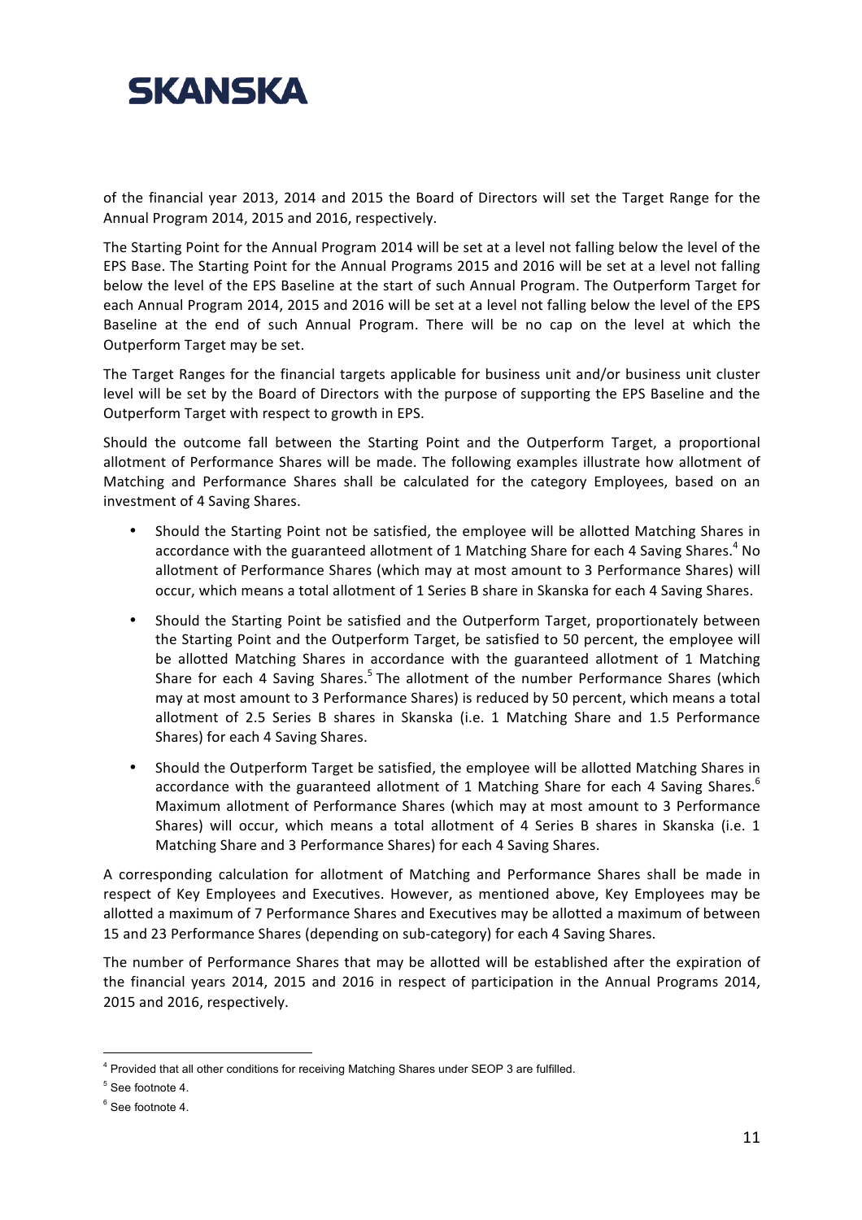of the financial year 2013, 2014 and 2015 the Board of Directors will set the Target Range for the Annual Program 2014, 2015 and 2016, respectively.

The Starting Point for the Annual Program 2014 will be set at a level not falling below the level of the EPS Base. The Starting Point for the Annual Programs 2015 and 2016 will be set at a level not falling below the level of the EPS Baseline at the start of such Annual Program. The Outperform Target for each Annual Program 2014, 2015 and 2016 will be set at a level not falling below the level of the EPS Baseline at the end of such Annual Program. There will be no cap on the level at which the Outperform Target may be set.

The Target Ranges for the financial targets applicable for business unit and/or business unit cluster level will be set by the Board of Directors with the purpose of supporting the EPS Baseline and the Outperform Target with respect to growth in EPS.

Should the outcome fall between the Starting Point and the Outperform Target, a proportional allotment of Performance Shares will be made. The following examples illustrate how allotment of Matching and Performance Shares shall be calculated for the category Employees, based on an investment of 4 Saving Shares.

- Should the Starting Point not be satisfied, the employee will be allotted Matching Shares in accordance with the guaranteed allotment of 1 Matching Share for each 4 Saving Shares.[4] No allotment of Performance Shares (which may at most amount to 3 Performance Shares) will occur, which means a total allotment of 1 Series B share in Skanska for each 4 Saving Shares.
- Should the Starting Point be satisfied and the Outperform Target, proportionately between the Starting Point and the Outperform Target, be satisfied to 50 percent, the employee will be allotted Matching Shares in accordance with the guaranteed allotment of 1 Matching Share for each 4 Saving Shares.[5] The allotment of the number Performance Shares (which may at most amount to 3 Performance Shares) is reduced by 50 percent, which means a total allotment of 2.5 Series B shares in Skanska (i.e. 1 Matching Share and 1.5 Performance Shares) for each 4 Saving Shares.
- Should the Outperform Target be satisfied, the employee will be allotted Matching Shares in accordance with the guaranteed allotment of 1 Matching Share for each 4 Saving Shares.[6] Maximum allotment of Performance Shares (which may at most amount to 3 Performance Shares) will occur, which means a total allotment of 4 Series B shares in Skanska (i.e. 1 Matching Share and 3 Performance Shares) for each 4 Saving Shares.

A corresponding calculation for allotment of Matching and Performance Shares shall be made in respect of Key Employees and Executives. However, as mentioned above, Key Employees may be allotted a maximum of 7 Performance Shares and Executives may be allotted a maximum of between 15 and 23 Performance Shares (depending on sub-category) for each 4 Saving Shares.

The number of Performance Shares that may be allotted will be established after the expiration of the financial years 2014, 2015 and 2016 in respect of participation in the Annual Programs 2014, 2015 and 2016, respectively.

---

[4] Provided that all other conditions for receiving Matching Shares under SEOP 3 are fulfilled.

[5] See footnote 4.

[6] See footnote 4.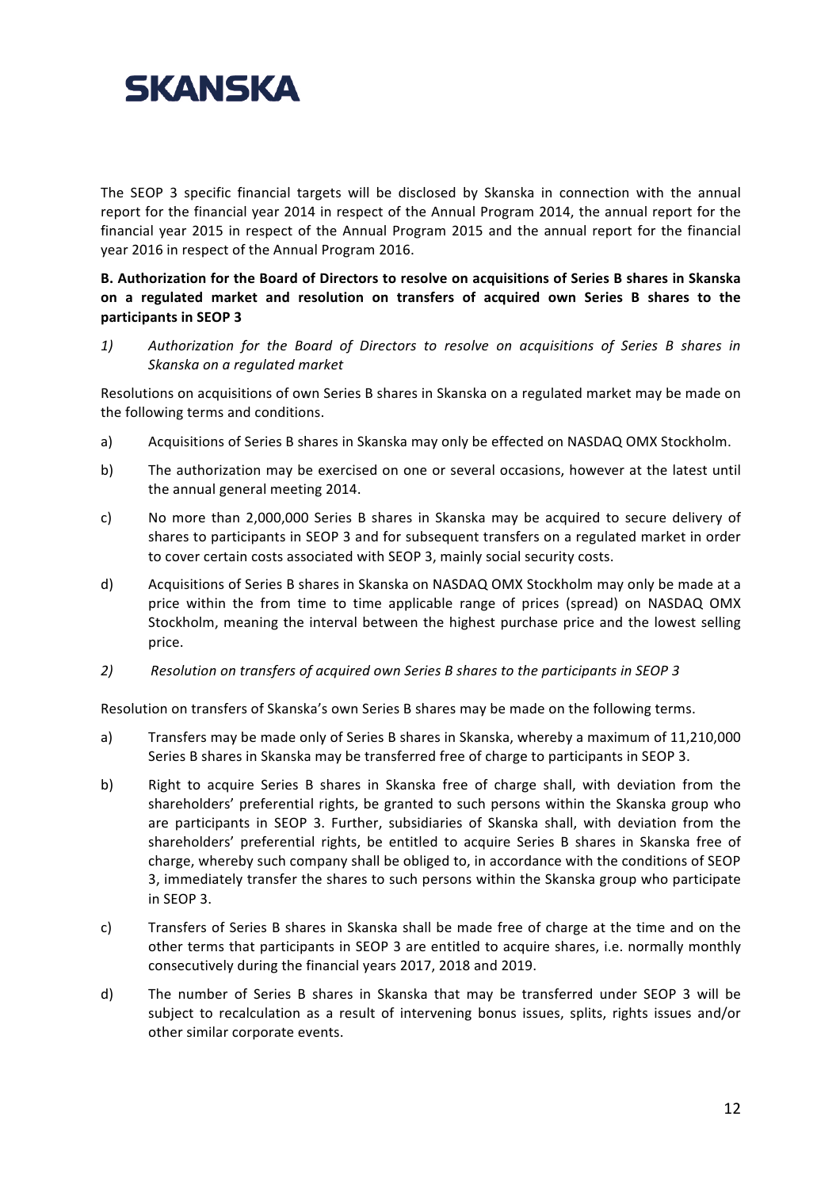The SEOP 3 specific financial targets will be disclosed by Skanska in connection with the annual report for the financial year 2014 in respect of the Annual Program 2014, the annual report for the financial year 2015 in respect of the Annual Program 2015 and the annual report for the financial year 2016 in respect of the Annual Program 2016.

**B. Authorization for the Board of Directors to resolve on acquisitions of Series B shares in Skanska on a regulated market and resolution on transfers of acquired own Series B shares to the participants in SEOP 3**

1) *Authorization for the Board of Directors to resolve on acquisitions of Series B shares in Skanska on a regulated market*

Resolutions on acquisitions of own Series B shares in Skanska on a regulated market may be made on the following terms and conditions.

a) Acquisitions of Series B shares in Skanska may only be effected on NASDAQ OMX Stockholm.

b) The authorization may be exercised on one or several occasions, however at the latest until the annual general meeting 2014.

c) No more than 2,000,000 Series B shares in Skanska may be acquired to secure delivery of shares to participants in SEOP 3 and for subsequent transfers on a regulated market in order to cover certain costs associated with SEOP 3, mainly social security costs.

d) Acquisitions of Series B shares in Skanska on NASDAQ OMX Stockholm may only be made at a price within the from time to time applicable range of prices (spread) on NASDAQ OMX Stockholm, meaning the interval between the highest purchase price and the lowest selling price.

2) *Resolution on transfers of acquired own Series B shares to the participants in SEOP 3*

Resolution on transfers of Skanska's own Series B shares may be made on the following terms.

a) Transfers may be made only of Series B shares in Skanska, whereby a maximum of 11,210,000 Series B shares in Skanska may be transferred free of charge to participants in SEOP 3.

b) Right to acquire Series B shares in Skanska free of charge shall, with deviation from the shareholders' preferential rights, be granted to such persons within the Skanska group who are participants in SEOP 3. Further, subsidiaries of Skanska shall, with deviation from the shareholders' preferential rights, be entitled to acquire Series B shares in Skanska free of charge, whereby such company shall be obliged to, in accordance with the conditions of SEOP 3, immediately transfer the shares to such persons within the Skanska group who participate in SEOP 3.

c) Transfers of Series B shares in Skanska shall be made free of charge at the time and on the other terms that participants in SEOP 3 are entitled to acquire shares, i.e. normally monthly consecutively during the financial years 2017, 2018 and 2019.

d) The number of Series B shares in Skanska that may be transferred under SEOP 3 will be subject to recalculation as a result of intervening bonus issues, splits, rights issues and/or other similar corporate events.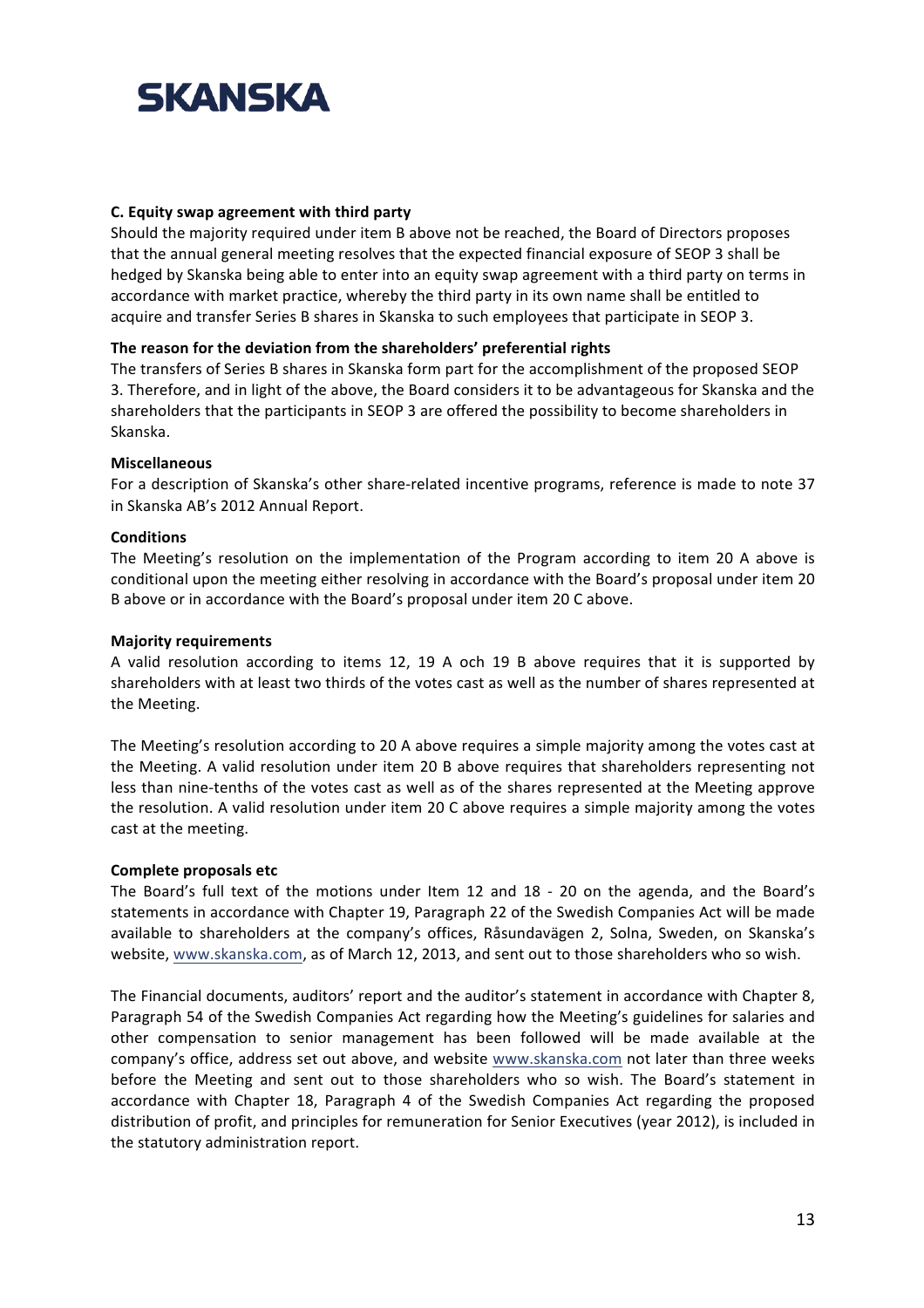**C. Equity swap agreement with third party**

Should the majority required under item B above not be reached, the Board of Directors proposes that the annual general meeting resolves that the expected financial exposure of SEOP 3 shall be hedged by Skanska being able to enter into an equity swap agreement with a third party on terms in accordance with market practice, whereby the third party in its own name shall be entitled to acquire and transfer Series B shares in Skanska to such employees that participate in SEOP 3.

**The reason for the deviation from the shareholders' preferential rights**

The transfers of Series B shares in Skanska form part for the accomplishment of the proposed SEOP 3. Therefore, and in light of the above, the Board considers it to be advantageous for Skanska and the shareholders that the participants in SEOP 3 are offered the possibility to become shareholders in Skanska.

**Miscellaneous**

For a description of Skanska's other share-related incentive programs, reference is made to note 37 in Skanska AB's 2012 Annual Report.

**Conditions**

The Meeting's resolution on the implementation of the Program according to item 20 A above is conditional upon the meeting either resolving in accordance with the Board's proposal under item 20 B above or in accordance with the Board's proposal under item 20 C above.

**Majority requirements**

A valid resolution according to items 12, 19 A och 19 B above requires that it is supported by shareholders with at least two thirds of the votes cast as well as the number of shares represented at the Meeting.

The Meeting's resolution according to 20 A above requires a simple majority among the votes cast at the Meeting. A valid resolution under item 20 B above requires that shareholders representing not less than nine-tenths of the votes cast as well as of the shares represented at the Meeting approve the resolution. A valid resolution under item 20 C above requires a simple majority among the votes cast at the meeting.

**Complete proposals etc**

The Board's full text of the motions under Item 12 and 18 - 20 on the agenda, and the Board's statements in accordance with Chapter 19, Paragraph 22 of the Swedish Companies Act will be made available to shareholders at the company's offices, Råsundavägen 2, Solna, Sweden, on Skanska's website, www.skanska.com, as of March 12, 2013, and sent out to those shareholders who so wish.

The Financial documents, auditors' report and the auditor's statement in accordance with Chapter 8, Paragraph 54 of the Swedish Companies Act regarding how the Meeting's guidelines for salaries and other compensation to senior management has been followed will be made available at the company's office, address set out above, and website www.skanska.com not later than three weeks before the Meeting and sent out to those shareholders who so wish. The Board's statement in accordance with Chapter 18, Paragraph 4 of the Swedish Companies Act regarding the proposed distribution of profit, and principles for remuneration for Senior Executives (year 2012), is included in the statutory administration report.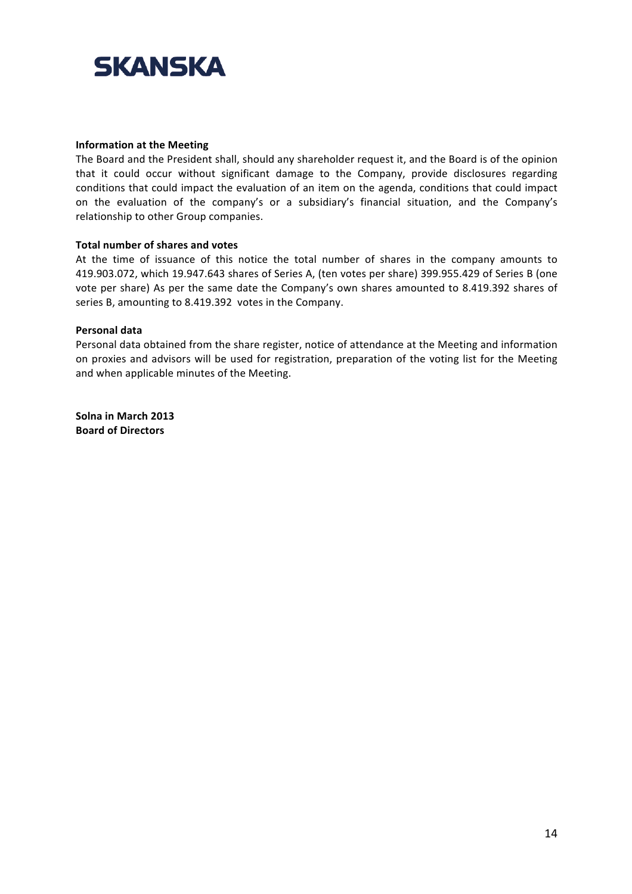SKANSKA

**Information at the Meeting**

The Board and the President shall, should any shareholder request it, and the Board is of the opinion that it could occur without significant damage to the Company, provide disclosures regarding conditions that could impact the evaluation of an item on the agenda, conditions that could impact on the evaluation of the company's or a subsidiary's financial situation, and the Company's relationship to other Group companies.

**Total number of shares and votes**

At the time of issuance of this notice the total number of shares in the company amounts to 419.903.072, which 19.947.643 shares of Series A, (ten votes per share) 399.955.429 of Series B (one vote per share) As per the same date the Company's own shares amounted to 8.419.392 shares of series B, amounting to 8.419.392 votes in the Company.

**Personal data**

Personal data obtained from the share register, notice of attendance at the Meeting and information on proxies and advisors will be used for registration, preparation of the voting list for the Meeting and when applicable minutes of the Meeting.

**Solna in March 2013**
**Board of Directors**